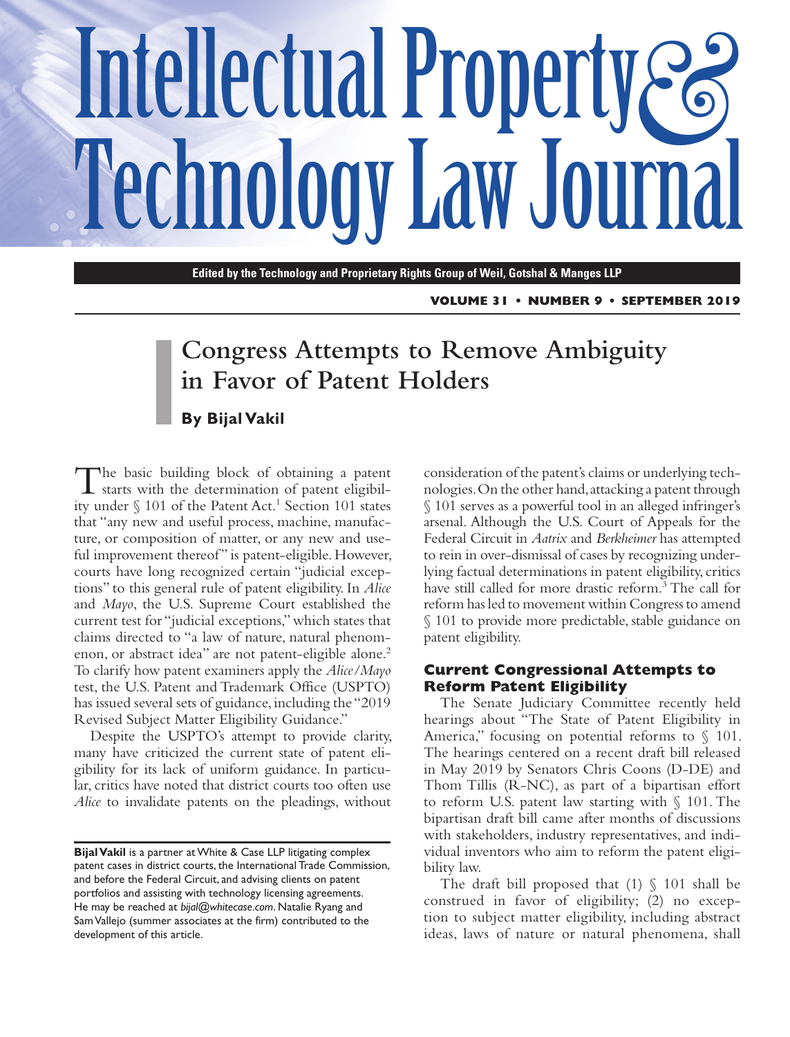# Congress Attempts to Remove Ambiguity in Favor of Patent Holders

**By Bijal Vakil**

The basic building block of obtaining a patent starts with the determination of patent eligibility under § 101 of the Patent Act.[1] Section 101 states that "any new and useful process, machine, manufacture, or composition of matter, or any new and useful improvement thereof" is patent-eligible. However, courts have long recognized certain "judicial exceptions" to this general rule of patent eligibility. In *Alice* and *Mayo*, the U.S. Supreme Court established the current test for "judicial exceptions," which states that claims directed to "a law of nature, natural phenomenon, or abstract idea" are not patent-eligible alone.[2] To clarify how patent examiners apply the *Alice/Mayo* test, the U.S. Patent and Trademark Office (USPTO) has issued several sets of guidance, including the "2019 Revised Subject Matter Eligibility Guidance."

Despite the USPTO's attempt to provide clarity, many have criticized the current state of patent eligibility for its lack of uniform guidance. In particular, critics have noted that district courts too often use *Alice* to invalidate patents on the pleadings, without consideration of the patent's claims or underlying technologies. On the other hand, attacking a patent through § 101 serves as a powerful tool in an alleged infringer's arsenal. Although the U.S. Court of Appeals for the Federal Circuit in *Aatrix* and *Berkheimer* has attempted to rein in over-dismissal of cases by recognizing underlying factual determinations in patent eligibility, critics have still called for more drastic reform.[3] The call for reform has led to movement within Congress to amend § 101 to provide more predictable, stable guidance on patent eligibility.

## Current Congressional Attempts to Reform Patent Eligibility

The Senate Judiciary Committee recently held hearings about "The State of Patent Eligibility in America," focusing on potential reforms to § 101. The hearings centered on a recent draft bill released in May 2019 by Senators Chris Coons (D-DE) and Thom Tillis (R-NC), as part of a bipartisan effort to reform U.S. patent law starting with § 101. The bipartisan draft bill came after months of discussions with stakeholders, industry representatives, and individual inventors who aim to reform the patent eligibility law.

The draft bill proposed that (1) § 101 shall be construed in favor of eligibility; (2) no exception to subject matter eligibility, including abstract ideas, laws of nature or natural phenomena, shall

---

**Bijal Vakil** is a partner at White & Case LLP litigating complex patent cases in district courts, the International Trade Commission, and before the Federal Circuit, and advising clients on patent portfolios and assisting with technology licensing agreements. He may be reached at *bijal@whitecase.com*. Natalie Ryang and Sam Vallejo (summer associates at the firm) contributed to the development of this article.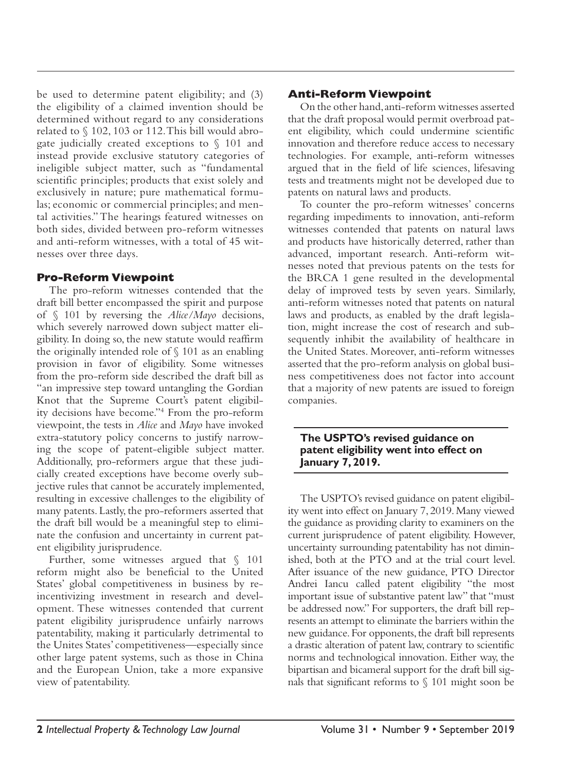be used to determine patent eligibility; and (3) the eligibility of a claimed invention should be determined without regard to any considerations related to § 102, 103 or 112. This bill would abrogate judicially created exceptions to § 101 and instead provide exclusive statutory categories of ineligible subject matter, such as "fundamental scientific principles; products that exist solely and exclusively in nature; pure mathematical formulas; economic or commercial principles; and mental activities." The hearings featured witnesses on both sides, divided between pro-reform witnesses and anti-reform witnesses, with a total of 45 witnesses over three days.

## Pro-Reform Viewpoint

The pro-reform witnesses contended that the draft bill better encompassed the spirit and purpose of § 101 by reversing the *Alice/Mayo* decisions, which severely narrowed down subject matter eligibility. In doing so, the new statute would reaffirm the originally intended role of § 101 as an enabling provision in favor of eligibility. Some witnesses from the pro-reform side described the draft bill as "an impressive step toward untangling the Gordian Knot that the Supreme Court's patent eligibility decisions have become."[4] From the pro-reform viewpoint, the tests in *Alice* and *Mayo* have invoked extra-statutory policy concerns to justify narrowing the scope of patent-eligible subject matter. Additionally, pro-reformers argue that these judicially created exceptions have become overly subjective rules that cannot be accurately implemented, resulting in excessive challenges to the eligibility of many patents. Lastly, the pro-reformers asserted that the draft bill would be a meaningful step to eliminate the confusion and uncertainty in current patent eligibility jurisprudence.

Further, some witnesses argued that § 101 reform might also be beneficial to the United States' global competitiveness in business by re-incentivizing investment in research and development. These witnesses contended that current patent eligibility jurisprudence unfairly narrows patentability, making it particularly detrimental to the Unites States' competitiveness—especially since other large patent systems, such as those in China and the European Union, take a more expansive view of patentability.

## Anti-Reform Viewpoint

On the other hand, anti-reform witnesses asserted that the draft proposal would permit overbroad patent eligibility, which could undermine scientific innovation and therefore reduce access to necessary technologies. For example, anti-reform witnesses argued that in the field of life sciences, lifesaving tests and treatments might not be developed due to patents on natural laws and products.

To counter the pro-reform witnesses' concerns regarding impediments to innovation, anti-reform witnesses contended that patents on natural laws and products have historically deterred, rather than advanced, important research. Anti-reform witnesses noted that previous patents on the tests for the BRCA 1 gene resulted in the developmental delay of improved tests by seven years. Similarly, anti-reform witnesses noted that patents on natural laws and products, as enabled by the draft legislation, might increase the cost of research and subsequently inhibit the availability of healthcare in the United States. Moreover, anti-reform witnesses asserted that the pro-reform analysis on global business competitiveness does not factor into account that a majority of new patents are issued to foreign companies.

**The USPTO's revised guidance on patent eligibility went into effect on January 7, 2019.**

The USPTO's revised guidance on patent eligibility went into effect on January 7, 2019. Many viewed the guidance as providing clarity to examiners on the current jurisprudence of patent eligibility. However, uncertainty surrounding patentability has not diminished, both at the PTO and at the trial court level. After issuance of the new guidance, PTO Director Andrei Iancu called patent eligibility "the most important issue of substantive patent law" that "must be addressed now." For supporters, the draft bill represents an attempt to eliminate the barriers within the new guidance. For opponents, the draft bill represents a drastic alteration of patent law, contrary to scientific norms and technological innovation. Either way, the bipartisan and bicameral support for the draft bill signals that significant reforms to § 101 might soon be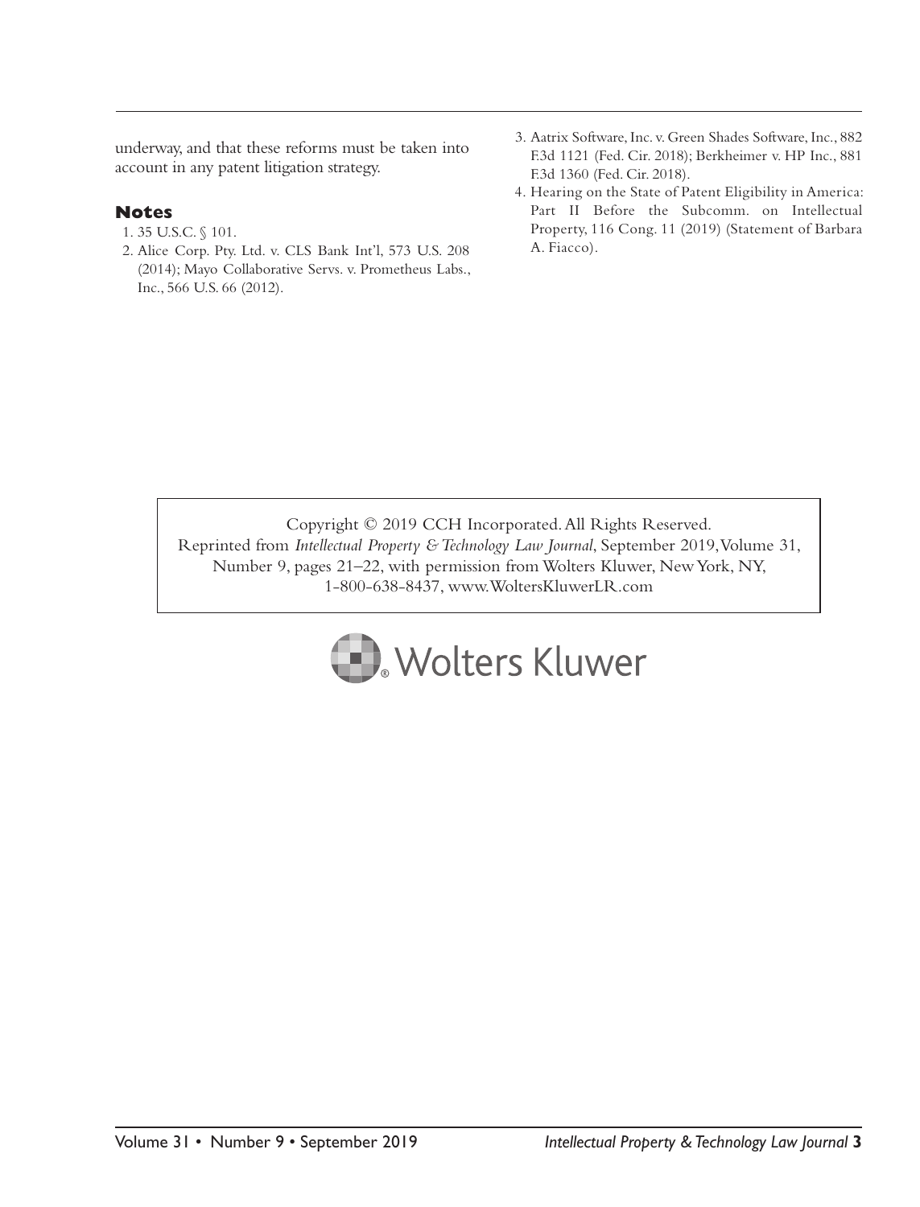underway, and that these reforms must be taken into account in any patent litigation strategy.

## Notes

1. 35 U.S.C. § 101.
2. Alice Corp. Pty. Ltd. v. CLS Bank Int'l, 573 U.S. 208 (2014); Mayo Collaborative Servs. v. Prometheus Labs., Inc., 566 U.S. 66 (2012).
3. Aatrix Software, Inc. v. Green Shades Software, Inc., 882 F.3d 1121 (Fed. Cir. 2018); Berkheimer v. HP Inc., 881 F.3d 1360 (Fed. Cir. 2018).
4. Hearing on the State of Patent Eligibility in America: Part II Before the Subcomm. on Intellectual Property, 116 Cong. 11 (2019) (Statement of Barbara A. Fiacco).

Copyright © 2019 CCH Incorporated. All Rights Reserved.
Reprinted from *Intellectual Property & Technology Law Journal*, September 2019, Volume 31, Number 9, pages 21–22, with permission from Wolters Kluwer, New York, NY, 1-800-638-8437, www.WoltersKluwerLR.com

Wolters Kluwer